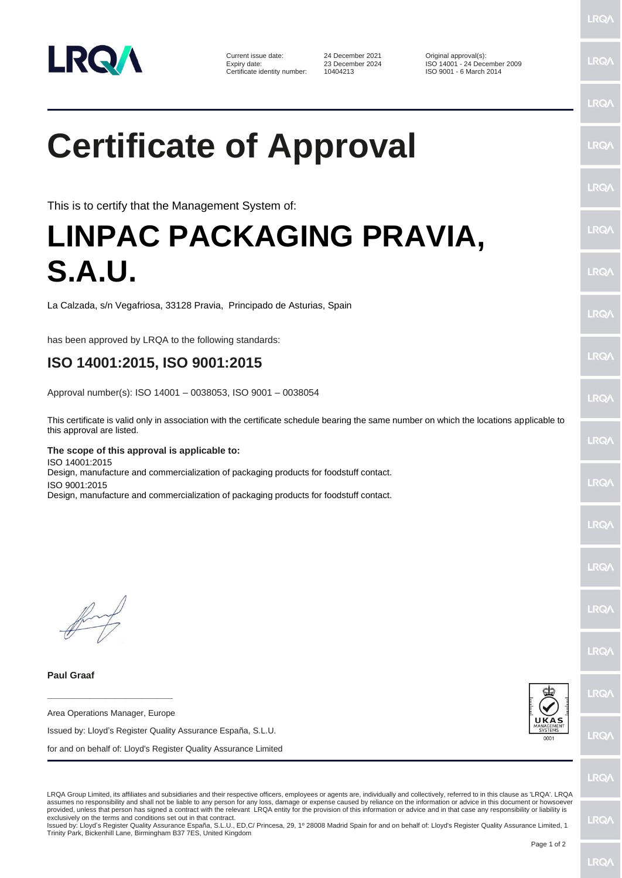| | | | |
|---|---|---|---|
| Current issue date: | 24 December 2021 | Original approval(s): | |
| Expiry date: | 23 December 2024 | ISO 14001 - 24 December 2009 | |
| Certificate identity number: | 10404213 | ISO 9001 - 6 March 2014 | |

# Certificate of Approval

This is to certify that the Management System of:

# LINPAC PACKAGING PRAVIA, S.A.U.

La Calzada, s/n Vegafriosa, 33128 Pravia, Principado de Asturias, Spain

has been approved by LRQA to the following standards:

## ISO 14001:2015, ISO 9001:2015

Approval number(s): ISO 14001 – 0038053, ISO 9001 – 0038054

This certificate is valid only in association with the certificate schedule bearing the same number on which the locations applicable to this approval are listed.

**The scope of this approval is applicable to:**

ISO 14001:2015
Design, manufacture and commercialization of packaging products for foodstuff contact.

ISO 9001:2015
Design, manufacture and commercialization of packaging products for foodstuff contact.

**Paul Graaf**

Area Operations Manager, Europe

Issued by: Lloyd's Register Quality Assurance España, S.L.U.

for and on behalf of: Lloyd's Register Quality Assurance Limited

LRQA Group Limited, its affiliates and subsidiaries and their respective officers, employees or agents are, individually and collectively, referred to in this clause as 'LRQA'. LRQA assumes no responsibility and shall not be liable to any person for any loss, damage or expense caused by reliance on the information or advice in this document or howsoever provided, unless that person has signed a contract with the relevant LRQA entity for the provision of this information or advice and in that case any responsibility or liability is exclusively on the terms and conditions set out in that contract.
Issued by: Lloyd's Register Quality Assurance España, S.L.U., ED,C/ Princesa, 29, 1º 28008 Madrid Spain for and on behalf of: Lloyd's Register Quality Assurance Limited, 1 Trinity Park, Bickenhill Lane, Birmingham B37 7ES, United Kingdom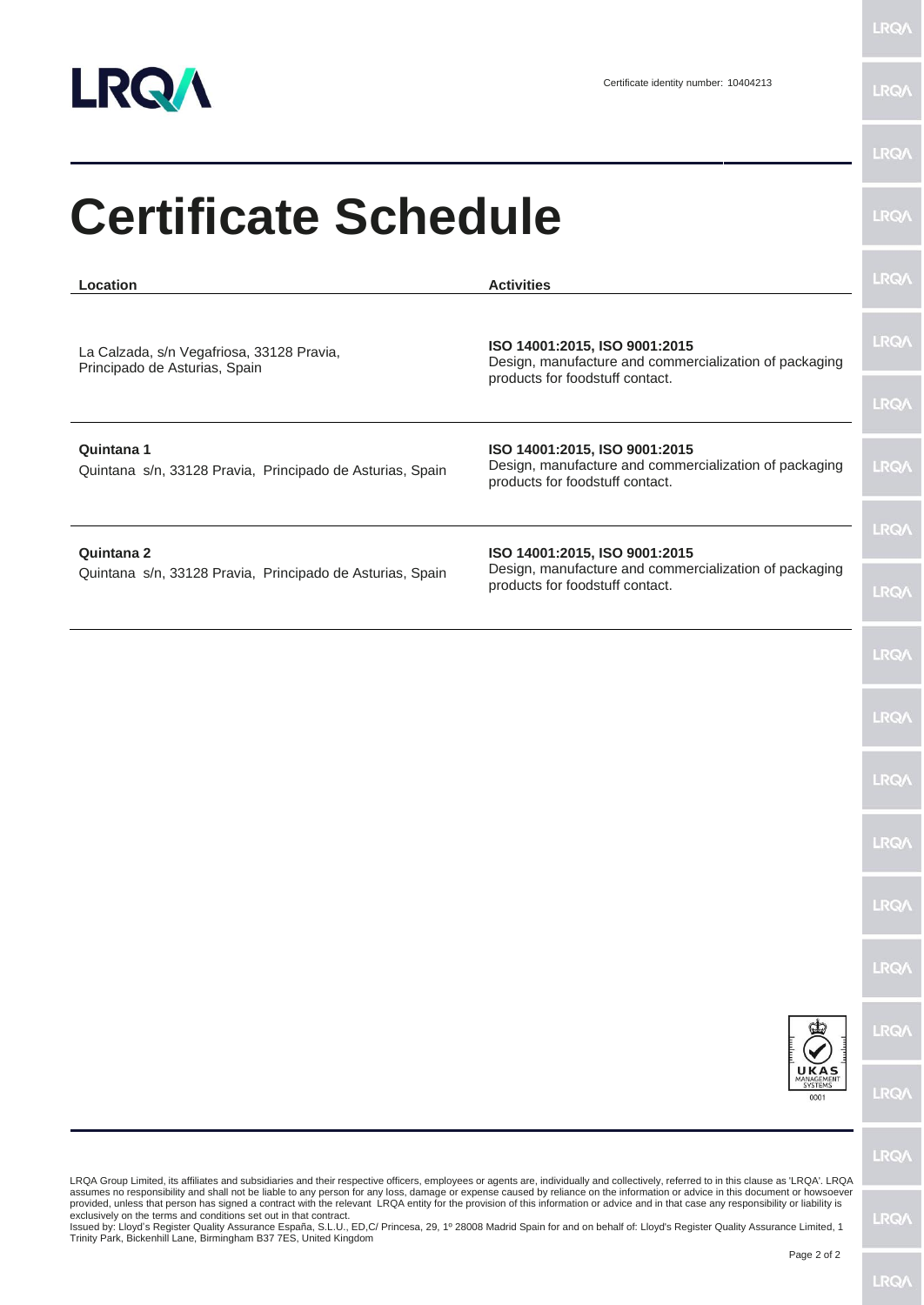Certificate identity number: 10404213

# Certificate Schedule

| Location | Activities |
|---|---|
| La Calzada, s/n Vegafriosa, 33128 Pravia, Principado de Asturias, Spain | **ISO 14001:2015, ISO 9001:2015** Design, manufacture and commercialization of packaging products for foodstuff contact. |
| **Quintana 1** Quintana s/n, 33128 Pravia, Principado de Asturias, Spain | **ISO 14001:2015, ISO 9001:2015** Design, manufacture and commercialization of packaging products for foodstuff contact. |
| **Quintana 2** Quintana s/n, 33128 Pravia, Principado de Asturias, Spain | **ISO 14001:2015, ISO 9001:2015** Design, manufacture and commercialization of packaging products for foodstuff contact. |

UKAS MANAGEMENT SYSTEMS 0001

LRQA Group Limited, its affiliates and subsidiaries and their respective officers, employees or agents are, individually and collectively, referred to in this clause as 'LRQA'. LRQA assumes no responsibility and shall not be liable to any person for any loss, damage or expense caused by reliance on the information or advice in this document or howsoever provided, unless that person has signed a contract with the relevant LRQA entity for the provision of this information or advice and in that case any responsibility or liability is exclusively on the terms and conditions set out in that contract.
Issued by: Lloyd's Register Quality Assurance España, S.L.U., ED,C/ Princesa, 29, 1º 28008 Madrid Spain for and on behalf of: Lloyd's Register Quality Assurance Limited, 1 Trinity Park, Bickenhill Lane, Birmingham B37 7ES, United Kingdom